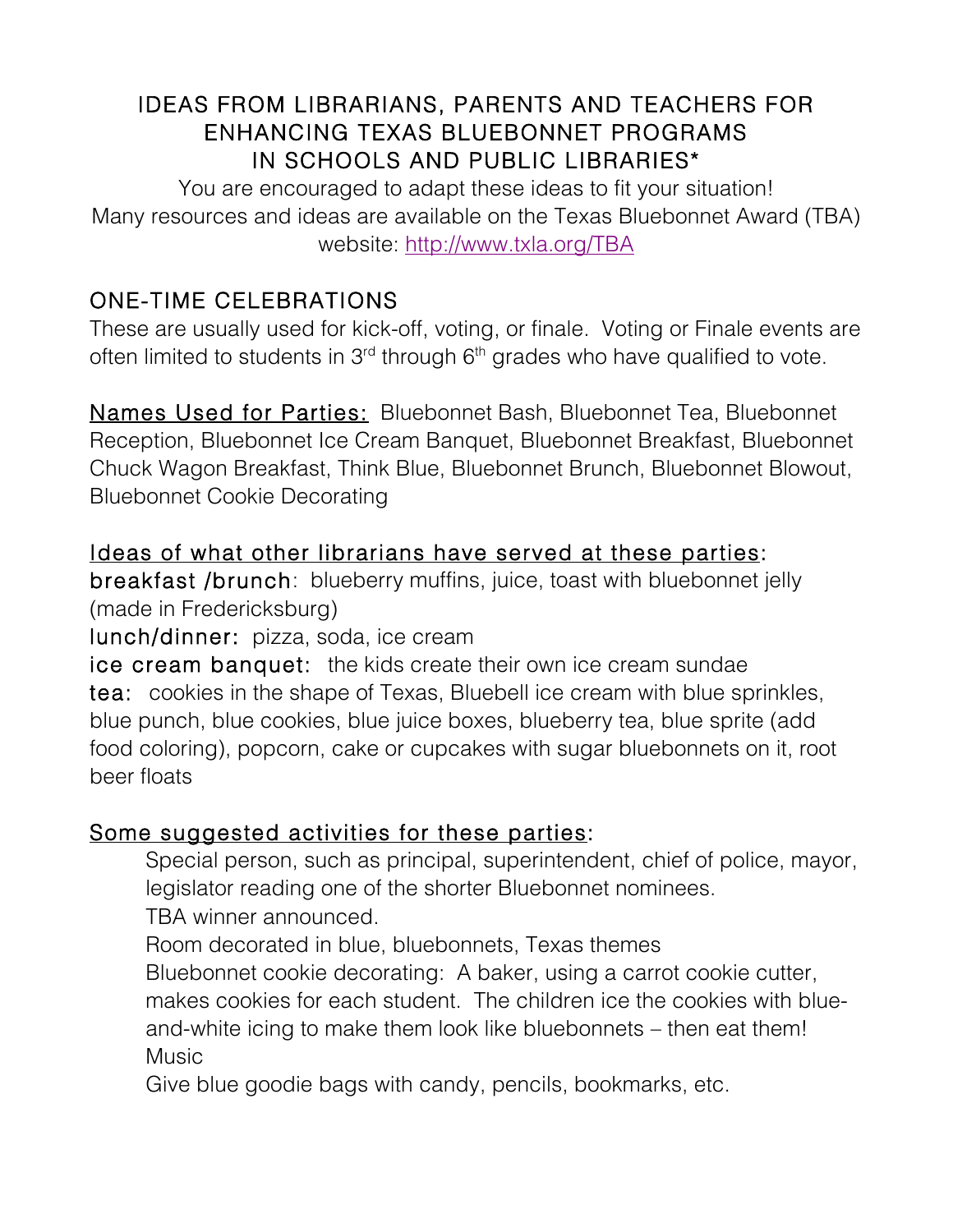# IDEAS FROM LIBRARIANS, PARENTS AND TEACHERS FOR ENHANCING TEXAS BLUEBONNET PROGRAMS IN SCHOOLS AND PUBLIC LIBRARIES*

You are encouraged to adapt these ideas to fit your situation!
Many resources and ideas are available on the Texas Bluebonnet Award (TBA) website: [http://www.txla.org/TBA](http://www.txla.org/TBA)

## ONE-TIME CELEBRATIONS

These are usually used for kick-off, voting, or finale. Voting or Finale events are often limited to students in 3rd through 6th grades who have qualified to vote.

<u>Names Used for Parties:</u> Bluebonnet Bash, Bluebonnet Tea, Bluebonnet Reception, Bluebonnet Ice Cream Banquet, Bluebonnet Breakfast, Bluebonnet Chuck Wagon Breakfast, Think Blue, Bluebonnet Brunch, Bluebonnet Blowout, Bluebonnet Cookie Decorating

<u>Ideas of what other librarians have served at these parties</u>:

**breakfast /brunch**: blueberry muffins, juice, toast with bluebonnet jelly (made in Fredericksburg)

**lunch/dinner:** pizza, soda, ice cream

**ice cream banquet:** the kids create their own ice cream sundae

**tea:** cookies in the shape of Texas, Bluebell ice cream with blue sprinkles, blue punch, blue cookies, blue juice boxes, blueberry tea, blue sprite (add food coloring), popcorn, cake or cupcakes with sugar bluebonnets on it, root beer floats

<u>Some suggested activities for these parties</u>:

Special person, such as principal, superintendent, chief of police, mayor, legislator reading one of the shorter Bluebonnet nominees.

TBA winner announced.

Room decorated in blue, bluebonnets, Texas themes

Bluebonnet cookie decorating: A baker, using a carrot cookie cutter, makes cookies for each student. The children ice the cookies with blue-and-white icing to make them look like bluebonnets – then eat them!

Music

Give blue goodie bags with candy, pencils, bookmarks, etc.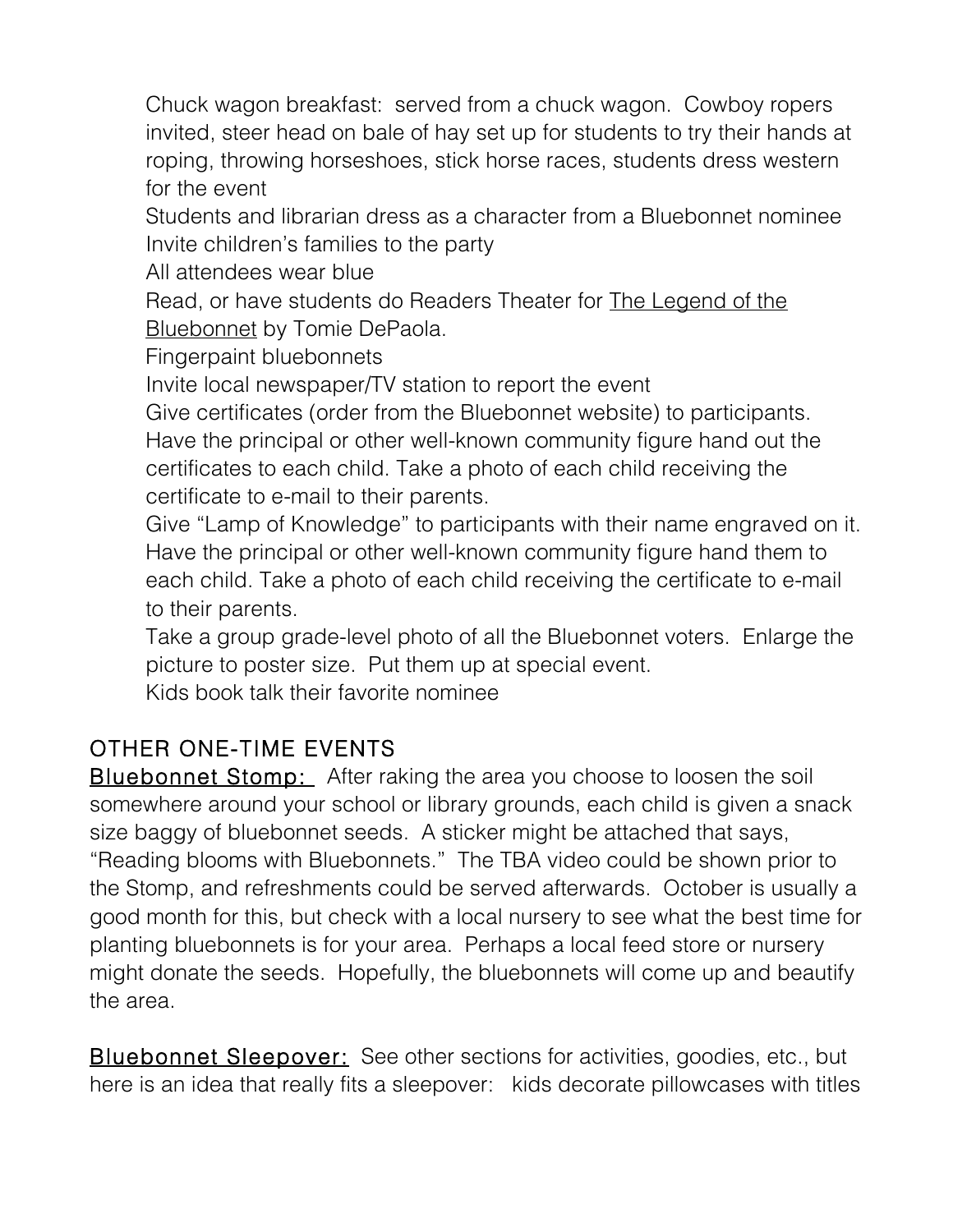Chuck wagon breakfast: served from a chuck wagon. Cowboy ropers invited, steer head on bale of hay set up for students to try their hands at roping, throwing horseshoes, stick horse races, students dress western for the event

Students and librarian dress as a character from a Bluebonnet nominee

Invite children's families to the party

All attendees wear blue

Read, or have students do Readers Theater for The Legend of the Bluebonnet by Tomie DePaola.

Fingerpaint bluebonnets

Invite local newspaper/TV station to report the event

Give certificates (order from the Bluebonnet website) to participants. Have the principal or other well-known community figure hand out the certificates to each child. Take a photo of each child receiving the certificate to e-mail to their parents.

Give "Lamp of Knowledge" to participants with their name engraved on it. Have the principal or other well-known community figure hand them to each child. Take a photo of each child receiving the certificate to e-mail to their parents.

Take a group grade-level photo of all the Bluebonnet voters. Enlarge the picture to poster size. Put them up at special event.

Kids book talk their favorite nominee

## OTHER ONE-TIME EVENTS

**Bluebonnet Stomp:** After raking the area you choose to loosen the soil somewhere around your school or library grounds, each child is given a snack size baggy of bluebonnet seeds. A sticker might be attached that says, "Reading blooms with Bluebonnets." The TBA video could be shown prior to the Stomp, and refreshments could be served afterwards. October is usually a good month for this, but check with a local nursery to see what the best time for planting bluebonnets is for your area. Perhaps a local feed store or nursery might donate the seeds. Hopefully, the bluebonnets will come up and beautify the area.

**Bluebonnet Sleepover:** See other sections for activities, goodies, etc., but here is an idea that really fits a sleepover: kids decorate pillowcases with titles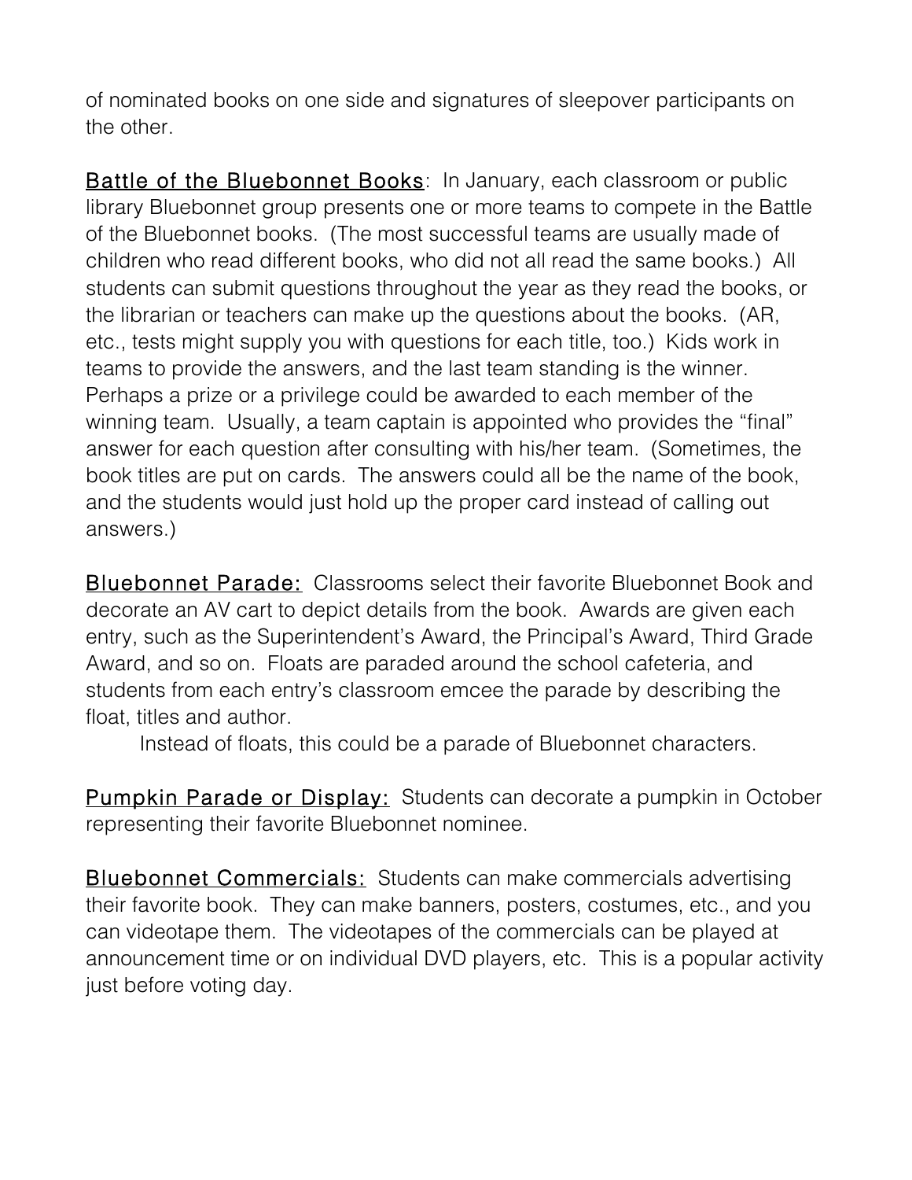of nominated books on one side and signatures of sleepover participants on the other.

<u>Battle of the Bluebonnet Books</u>: In January, each classroom or public library Bluebonnet group presents one or more teams to compete in the Battle of the Bluebonnet books. (The most successful teams are usually made of children who read different books, who did not all read the same books.) All students can submit questions throughout the year as they read the books, or the librarian or teachers can make up the questions about the books. (AR, etc., tests might supply you with questions for each title, too.) Kids work in teams to provide the answers, and the last team standing is the winner. Perhaps a prize or a privilege could be awarded to each member of the winning team. Usually, a team captain is appointed who provides the "final" answer for each question after consulting with his/her team. (Sometimes, the book titles are put on cards. The answers could all be the name of the book, and the students would just hold up the proper card instead of calling out answers.)

<u>Bluebonnet Parade:</u> Classrooms select their favorite Bluebonnet Book and decorate an AV cart to depict details from the book. Awards are given each entry, such as the Superintendent's Award, the Principal's Award, Third Grade Award, and so on. Floats are paraded around the school cafeteria, and students from each entry's classroom emcee the parade by describing the float, titles and author.

Instead of floats, this could be a parade of Bluebonnet characters.

<u>Pumpkin Parade or Display:</u> Students can decorate a pumpkin in October representing their favorite Bluebonnet nominee.

<u>Bluebonnet Commercials:</u> Students can make commercials advertising their favorite book. They can make banners, posters, costumes, etc., and you can videotape them. The videotapes of the commercials can be played at announcement time or on individual DVD players, etc. This is a popular activity just before voting day.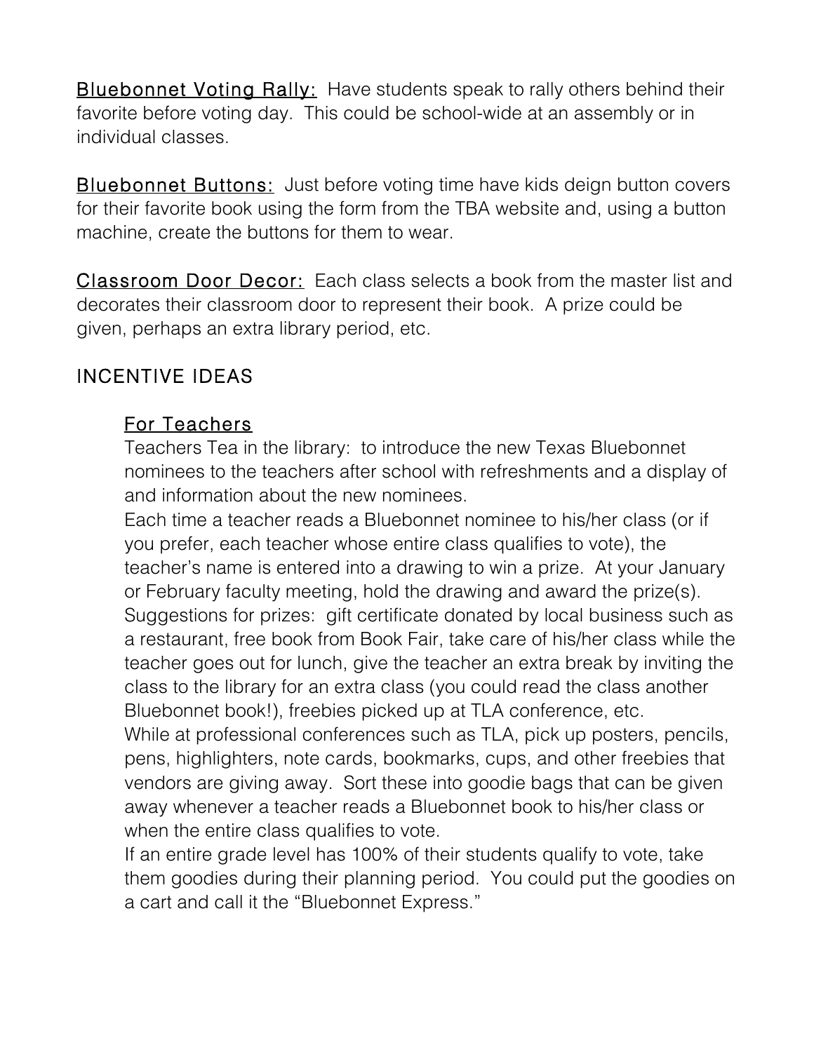<u>Bluebonnet Voting Rally:</u> Have students speak to rally others behind their favorite before voting day. This could be school-wide at an assembly or in individual classes.

<u>Bluebonnet Buttons:</u> Just before voting time have kids deign button covers for their favorite book using the form from the TBA website and, using a button machine, create the buttons for them to wear.

<u>Classroom Door Decor:</u> Each class selects a book from the master list and decorates their classroom door to represent their book. A prize could be given, perhaps an extra library period, etc.

## INCENTIVE IDEAS

### <u>For Teachers</u>

Teachers Tea in the library: to introduce the new Texas Bluebonnet nominees to the teachers after school with refreshments and a display of and information about the new nominees.

Each time a teacher reads a Bluebonnet nominee to his/her class (or if you prefer, each teacher whose entire class qualifies to vote), the teacher's name is entered into a drawing to win a prize. At your January or February faculty meeting, hold the drawing and award the prize(s). Suggestions for prizes: gift certificate donated by local business such as a restaurant, free book from Book Fair, take care of his/her class while the teacher goes out for lunch, give the teacher an extra break by inviting the class to the library for an extra class (you could read the class another Bluebonnet book!), freebies picked up at TLA conference, etc.

While at professional conferences such as TLA, pick up posters, pencils, pens, highlighters, note cards, bookmarks, cups, and other freebies that vendors are giving away. Sort these into goodie bags that can be given away whenever a teacher reads a Bluebonnet book to his/her class or when the entire class qualifies to vote.

If an entire grade level has 100% of their students qualify to vote, take them goodies during their planning period. You could put the goodies on a cart and call it the "Bluebonnet Express."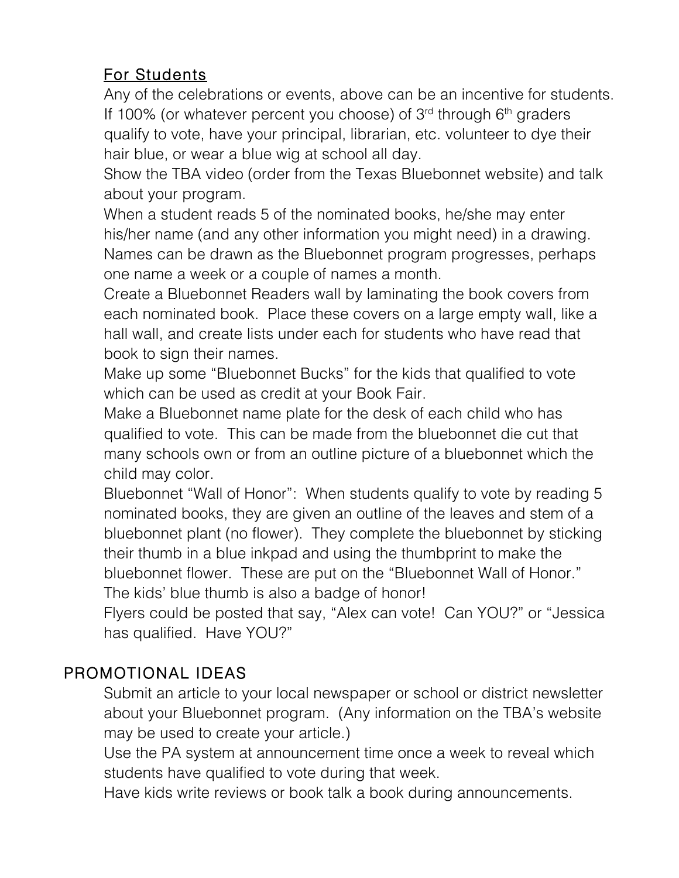## For Students

Any of the celebrations or events, above can be an incentive for students. If 100% (or whatever percent you choose) of 3rd through 6th graders qualify to vote, have your principal, librarian, etc. volunteer to dye their hair blue, or wear a blue wig at school all day.

Show the TBA video (order from the Texas Bluebonnet website) and talk about your program.

When a student reads 5 of the nominated books, he/she may enter his/her name (and any other information you might need) in a drawing. Names can be drawn as the Bluebonnet program progresses, perhaps one name a week or a couple of names a month.

Create a Bluebonnet Readers wall by laminating the book covers from each nominated book. Place these covers on a large empty wall, like a hall wall, and create lists under each for students who have read that book to sign their names.

Make up some "Bluebonnet Bucks" for the kids that qualified to vote which can be used as credit at your Book Fair.

Make a Bluebonnet name plate for the desk of each child who has qualified to vote. This can be made from the bluebonnet die cut that many schools own or from an outline picture of a bluebonnet which the child may color.

Bluebonnet "Wall of Honor": When students qualify to vote by reading 5 nominated books, they are given an outline of the leaves and stem of a bluebonnet plant (no flower). They complete the bluebonnet by sticking their thumb in a blue inkpad and using the thumbprint to make the bluebonnet flower. These are put on the "Bluebonnet Wall of Honor." The kids' blue thumb is also a badge of honor!

Flyers could be posted that say, "Alex can vote! Can YOU?" or "Jessica has qualified. Have YOU?"

## PROMOTIONAL IDEAS

Submit an article to your local newspaper or school or district newsletter about your Bluebonnet program. (Any information on the TBA's website may be used to create your article.)

Use the PA system at announcement time once a week to reveal which students have qualified to vote during that week.

Have kids write reviews or book talk a book during announcements.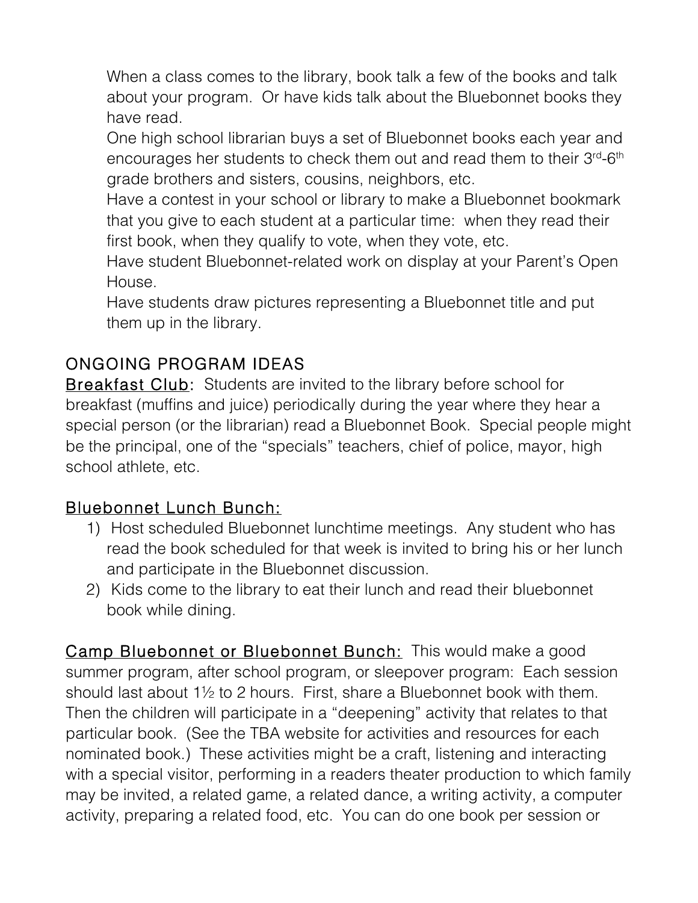When a class comes to the library, book talk a few of the books and talk about your program. Or have kids talk about the Bluebonnet books they have read.

One high school librarian buys a set of Bluebonnet books each year and encourages her students to check them out and read them to their 3rd-6th grade brothers and sisters, cousins, neighbors, etc.

Have a contest in your school or library to make a Bluebonnet bookmark that you give to each student at a particular time: when they read their first book, when they qualify to vote, when they vote, etc.

Have student Bluebonnet-related work on display at your Parent's Open House.

Have students draw pictures representing a Bluebonnet title and put them up in the library.

## ONGOING PROGRAM IDEAS

Breakfast Club: Students are invited to the library before school for breakfast (muffins and juice) periodically during the year where they hear a special person (or the librarian) read a Bluebonnet Book. Special people might be the principal, one of the "specials" teachers, chief of police, mayor, high school athlete, etc.

Bluebonnet Lunch Bunch:

1) Host scheduled Bluebonnet lunchtime meetings. Any student who has read the book scheduled for that week is invited to bring his or her lunch and participate in the Bluebonnet discussion.
2) Kids come to the library to eat their lunch and read their bluebonnet book while dining.

Camp Bluebonnet or Bluebonnet Bunch: This would make a good summer program, after school program, or sleepover program: Each session should last about 1½ to 2 hours. First, share a Bluebonnet book with them. Then the children will participate in a "deepening" activity that relates to that particular book. (See the TBA website for activities and resources for each nominated book.) These activities might be a craft, listening and interacting with a special visitor, performing in a readers theater production to which family may be invited, a related game, a related dance, a writing activity, a computer activity, preparing a related food, etc. You can do one book per session or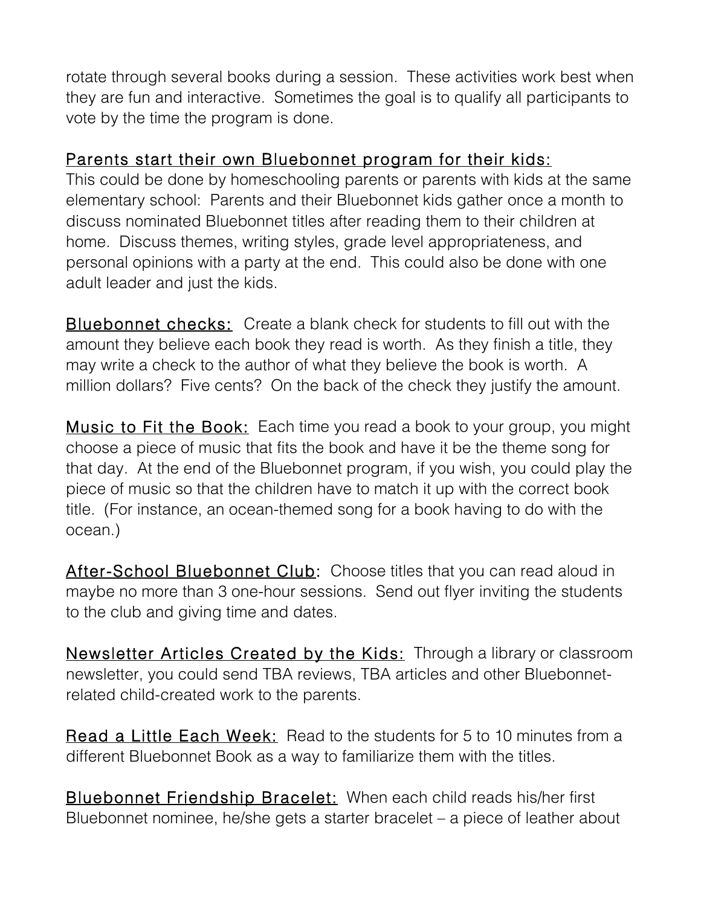rotate through several books during a session. These activities work best when they are fun and interactive. Sometimes the goal is to qualify all participants to vote by the time the program is done.

<u>Parents start their own Bluebonnet program for their kids:</u>
This could be done by homeschooling parents or parents with kids at the same elementary school: Parents and their Bluebonnet kids gather once a month to discuss nominated Bluebonnet titles after reading them to their children at home. Discuss themes, writing styles, grade level appropriateness, and personal opinions with a party at the end. This could also be done with one adult leader and just the kids.

<u>Bluebonnet checks:</u> Create a blank check for students to fill out with the amount they believe each book they read is worth. As they finish a title, they may write a check to the author of what they believe the book is worth. A million dollars? Five cents? On the back of the check they justify the amount.

<u>Music to Fit the Book:</u> Each time you read a book to your group, you might choose a piece of music that fits the book and have it be the theme song for that day. At the end of the Bluebonnet program, if you wish, you could play the piece of music so that the children have to match it up with the correct book title. (For instance, an ocean-themed song for a book having to do with the ocean.)

<u>After-School Bluebonnet Club</u>: Choose titles that you can read aloud in maybe no more than 3 one-hour sessions. Send out flyer inviting the students to the club and giving time and dates.

<u>Newsletter Articles Created by the Kids:</u> Through a library or classroom newsletter, you could send TBA reviews, TBA articles and other Bluebonnet-related child-created work to the parents.

<u>Read a Little Each Week:</u> Read to the students for 5 to 10 minutes from a different Bluebonnet Book as a way to familiarize them with the titles.

<u>Bluebonnet Friendship Bracelet:</u> When each child reads his/her first Bluebonnet nominee, he/she gets a starter bracelet – a piece of leather about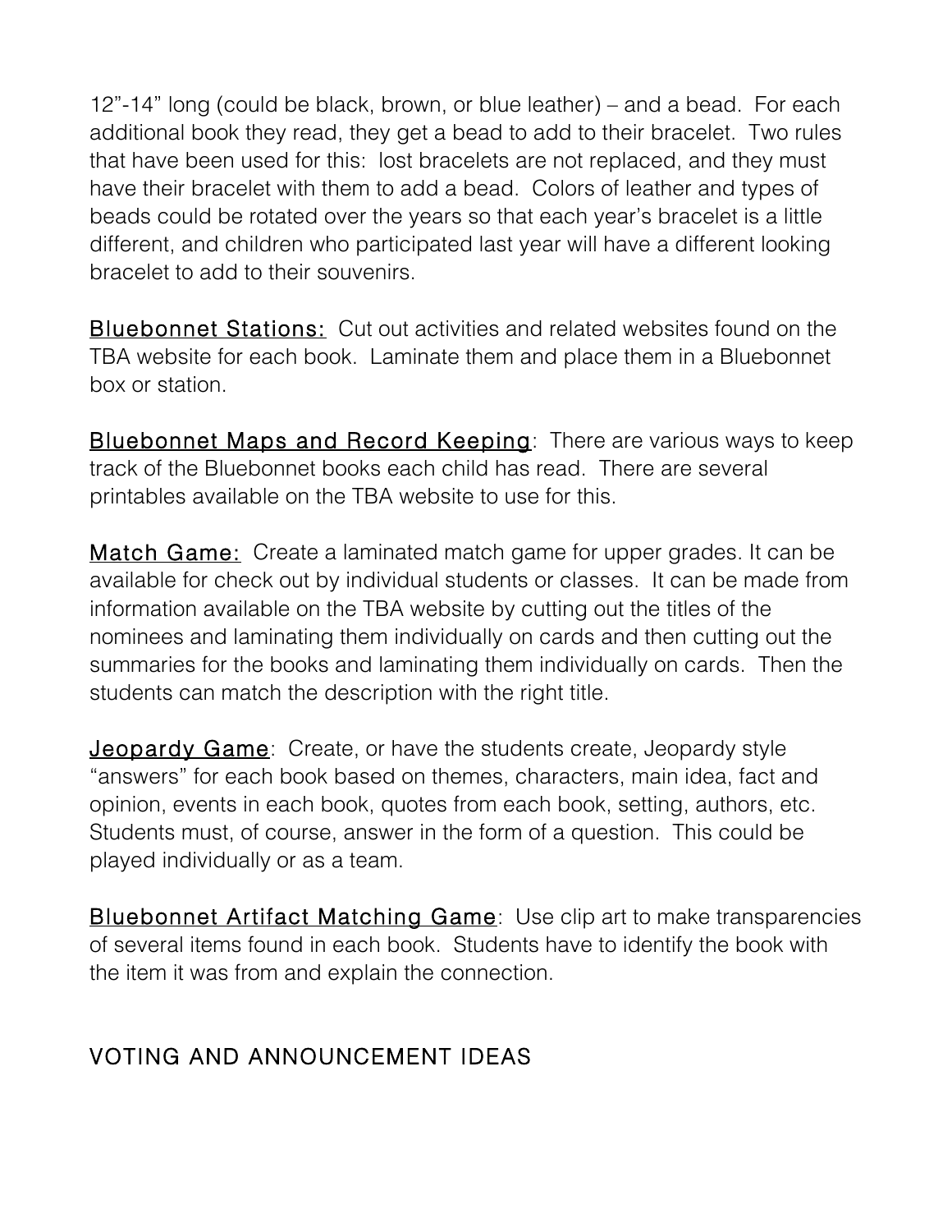12"-14" long (could be black, brown, or blue leather) – and a bead. For each additional book they read, they get a bead to add to their bracelet. Two rules that have been used for this: lost bracelets are not replaced, and they must have their bracelet with them to add a bead. Colors of leather and types of beads could be rotated over the years so that each year's bracelet is a little different, and children who participated last year will have a different looking bracelet to add to their souvenirs.

<u>Bluebonnet Stations:</u> Cut out activities and related websites found on the TBA website for each book. Laminate them and place them in a Bluebonnet box or station.

<u>Bluebonnet Maps and Record Keeping</u>: There are various ways to keep track of the Bluebonnet books each child has read. There are several printables available on the TBA website to use for this.

<u>Match Game:</u> Create a laminated match game for upper grades. It can be available for check out by individual students or classes. It can be made from information available on the TBA website by cutting out the titles of the nominees and laminating them individually on cards and then cutting out the summaries for the books and laminating them individually on cards. Then the students can match the description with the right title.

<u>Jeopardy Game</u>: Create, or have the students create, Jeopardy style "answers" for each book based on themes, characters, main idea, fact and opinion, events in each book, quotes from each book, setting, authors, etc. Students must, of course, answer in the form of a question. This could be played individually or as a team.

<u>Bluebonnet Artifact Matching Game</u>: Use clip art to make transparencies of several items found in each book. Students have to identify the book with the item it was from and explain the connection.

## VOTING AND ANNOUNCEMENT IDEAS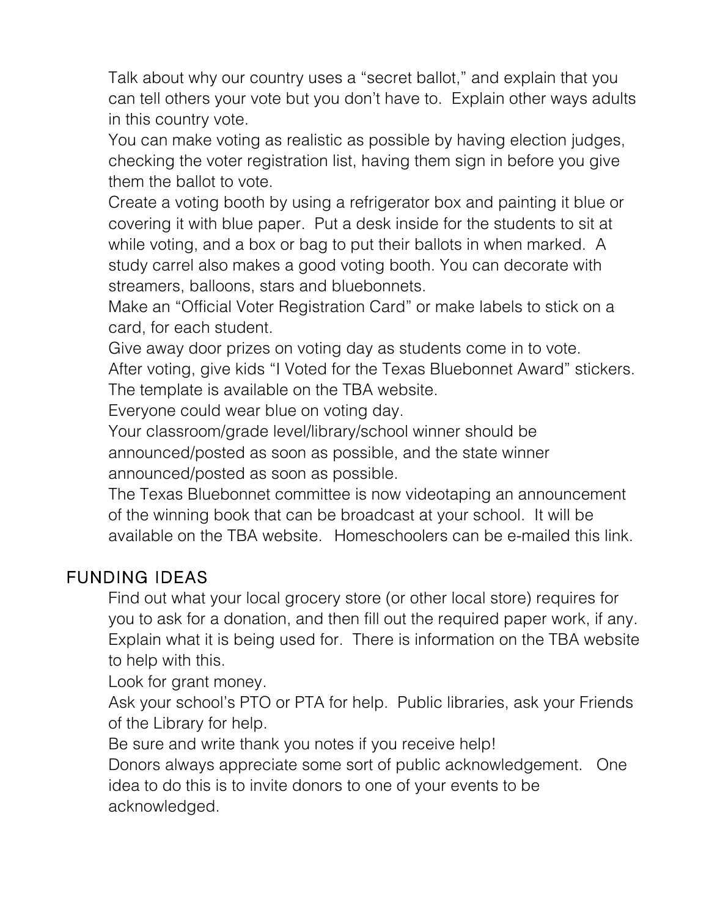Talk about why our country uses a "secret ballot," and explain that you can tell others your vote but you don't have to. Explain other ways adults in this country vote.

You can make voting as realistic as possible by having election judges, checking the voter registration list, having them sign in before you give them the ballot to vote.

Create a voting booth by using a refrigerator box and painting it blue or covering it with blue paper. Put a desk inside for the students to sit at while voting, and a box or bag to put their ballots in when marked. A study carrel also makes a good voting booth. You can decorate with streamers, balloons, stars and bluebonnets.

Make an "Official Voter Registration Card" or make labels to stick on a card, for each student.

Give away door prizes on voting day as students come in to vote.

After voting, give kids "I Voted for the Texas Bluebonnet Award" stickers. The template is available on the TBA website.

Everyone could wear blue on voting day.

Your classroom/grade level/library/school winner should be announced/posted as soon as possible, and the state winner announced/posted as soon as possible.

The Texas Bluebonnet committee is now videotaping an announcement of the winning book that can be broadcast at your school. It will be available on the TBA website. Homeschoolers can be e-mailed this link.

## FUNDING IDEAS

Find out what your local grocery store (or other local store) requires for you to ask for a donation, and then fill out the required paper work, if any. Explain what it is being used for. There is information on the TBA website to help with this.

Look for grant money.

Ask your school's PTO or PTA for help. Public libraries, ask your Friends of the Library for help.

Be sure and write thank you notes if you receive help!

Donors always appreciate some sort of public acknowledgement. One idea to do this is to invite donors to one of your events to be acknowledged.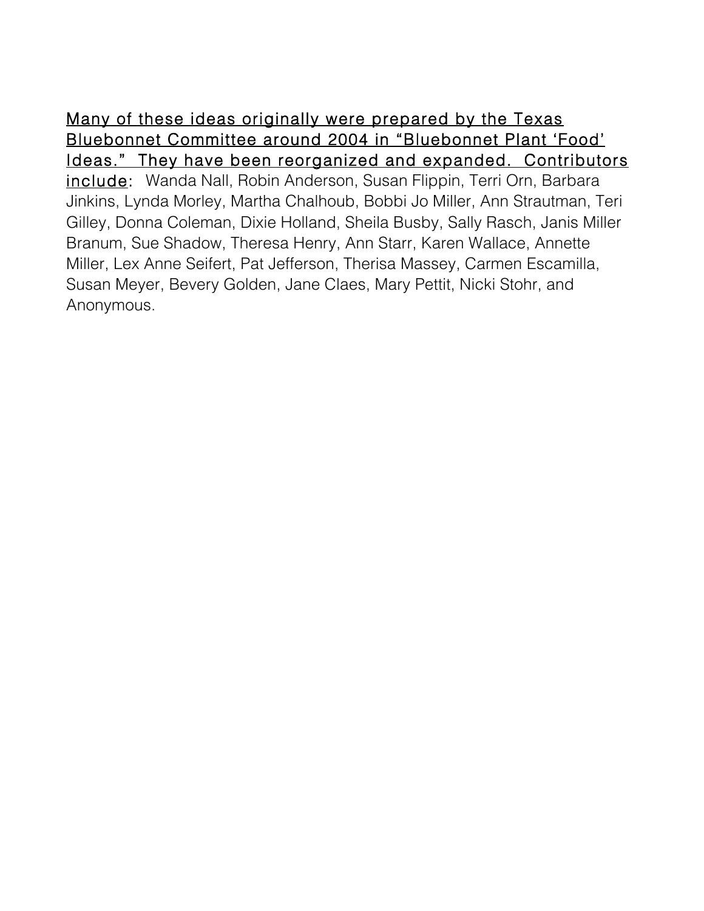<u>Many of these ideas originally were prepared by the Texas Bluebonnet Committee around 2004 in "Bluebonnet Plant 'Food' Ideas." They have been reorganized and expanded. Contributors include</u>: Wanda Nall, Robin Anderson, Susan Flippin, Terri Orn, Barbara Jinkins, Lynda Morley, Martha Chalhoub, Bobbi Jo Miller, Ann Strautman, Teri Gilley, Donna Coleman, Dixie Holland, Sheila Busby, Sally Rasch, Janis Miller Branum, Sue Shadow, Theresa Henry, Ann Starr, Karen Wallace, Annette Miller, Lex Anne Seifert, Pat Jefferson, Therisa Massey, Carmen Escamilla, Susan Meyer, Bevery Golden, Jane Claes, Mary Pettit, Nicki Stohr, and Anonymous.